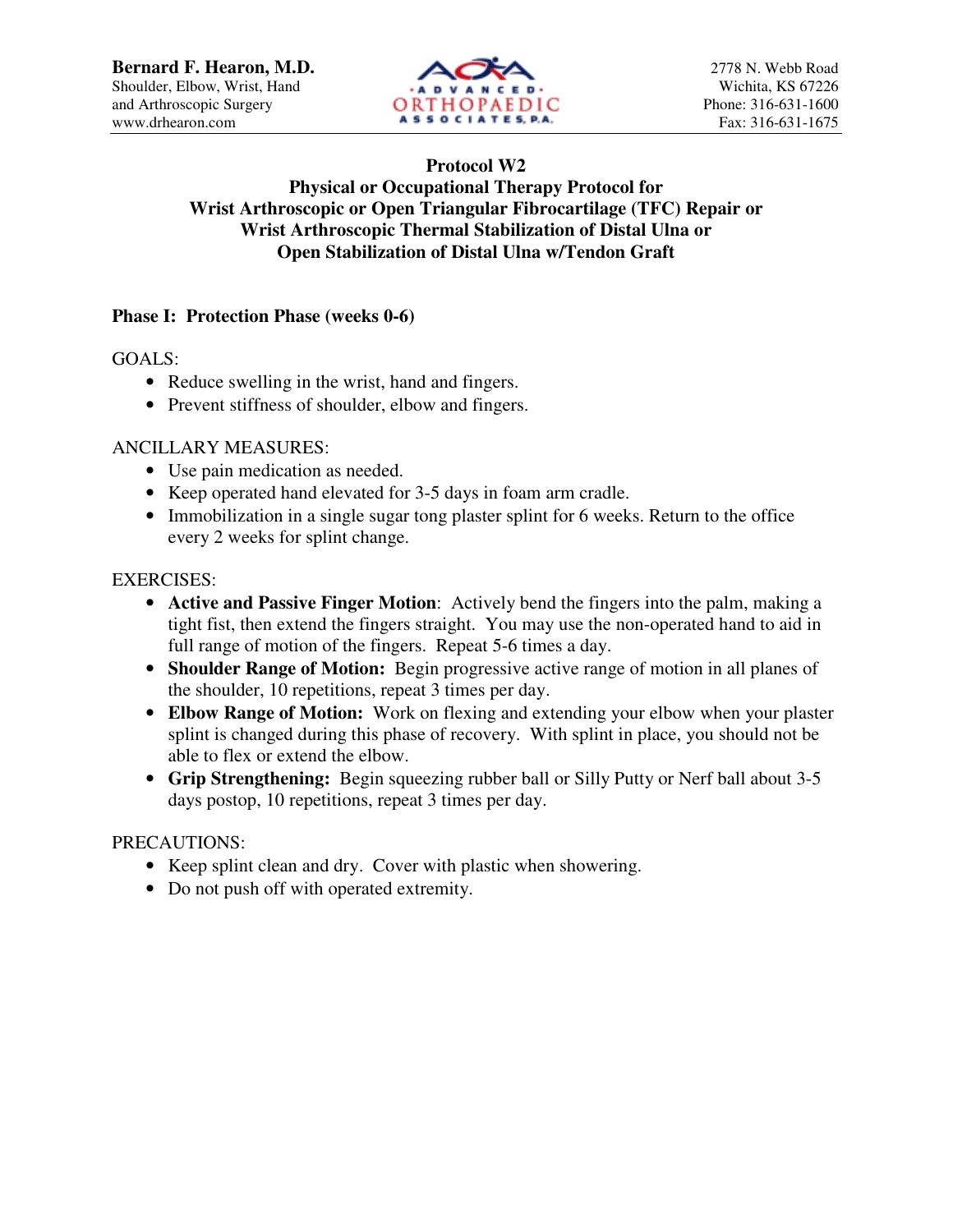**Bernard F. Hearon, M.D.**
Shoulder, Elbow, Wrist, Hand
and Arthroscopic Surgery
www.drhearon.com

ADVANCED ORTHOPAEDIC ASSOCIATES, P.A.

2778 N. Webb Road
Wichita, KS 67226
Phone: 316-631-1600
Fax: 316-631-1675

# Protocol W2
## Physical or Occupational Therapy Protocol for Wrist Arthroscopic or Open Triangular Fibrocartilage (TFC) Repair or Wrist Arthroscopic Thermal Stabilization of Distal Ulna or Open Stabilization of Distal Ulna w/Tendon Graft

### Phase I: Protection Phase (weeks 0-6)

GOALS:

- Reduce swelling in the wrist, hand and fingers.
- Prevent stiffness of shoulder, elbow and fingers.

ANCILLARY MEASURES:

- Use pain medication as needed.
- Keep operated hand elevated for 3-5 days in foam arm cradle.
- Immobilization in a single sugar tong plaster splint for 6 weeks. Return to the office every 2 weeks for splint change.

EXERCISES:

- **Active and Passive Finger Motion**: Actively bend the fingers into the palm, making a tight fist, then extend the fingers straight. You may use the non-operated hand to aid in full range of motion of the fingers. Repeat 5-6 times a day.
- **Shoulder Range of Motion:** Begin progressive active range of motion in all planes of the shoulder, 10 repetitions, repeat 3 times per day.
- **Elbow Range of Motion:** Work on flexing and extending your elbow when your plaster splint is changed during this phase of recovery. With splint in place, you should not be able to flex or extend the elbow.
- **Grip Strengthening:** Begin squeezing rubber ball or Silly Putty or Nerf ball about 3-5 days postop, 10 repetitions, repeat 3 times per day.

PRECAUTIONS:

- Keep splint clean and dry. Cover with plastic when showering.
- Do not push off with operated extremity.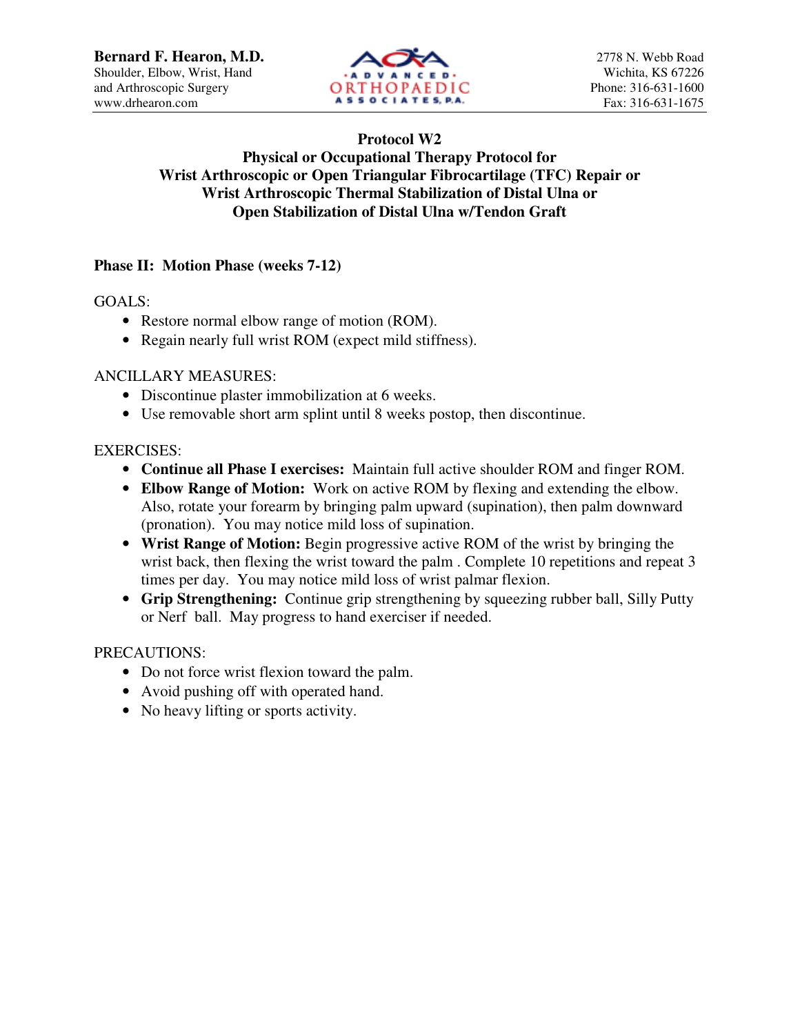Bernard F. Hearon, M.D.
Shoulder, Elbow, Wrist, Hand
and Arthroscopic Surgery
www.drhearon.com

2778 N. Webb Road
Wichita, KS 67226
Phone: 316-631-1600
Fax: 316-631-1675

**Protocol W2**
**Physical or Occupational Therapy Protocol for**
**Wrist Arthroscopic or Open Triangular Fibrocartilage (TFC) Repair or**
**Wrist Arthroscopic Thermal Stabilization of Distal Ulna or**
**Open Stabilization of Distal Ulna w/Tendon Graft**

## Phase II: Motion Phase (weeks 7-12)

GOALS:

- Restore normal elbow range of motion (ROM).
- Regain nearly full wrist ROM (expect mild stiffness).

ANCILLARY MEASURES:

- Discontinue plaster immobilization at 6 weeks.
- Use removable short arm splint until 8 weeks postop, then discontinue.

EXERCISES:

- **Continue all Phase I exercises:** Maintain full active shoulder ROM and finger ROM.
- **Elbow Range of Motion:** Work on active ROM by flexing and extending the elbow. Also, rotate your forearm by bringing palm upward (supination), then palm downward (pronation). You may notice mild loss of supination.
- **Wrist Range of Motion:** Begin progressive active ROM of the wrist by bringing the wrist back, then flexing the wrist toward the palm . Complete 10 repetitions and repeat 3 times per day. You may notice mild loss of wrist palmar flexion.
- **Grip Strengthening:** Continue grip strengthening by squeezing rubber ball, Silly Putty or Nerf ball. May progress to hand exerciser if needed.

PRECAUTIONS:

- Do not force wrist flexion toward the palm.
- Avoid pushing off with operated hand.
- No heavy lifting or sports activity.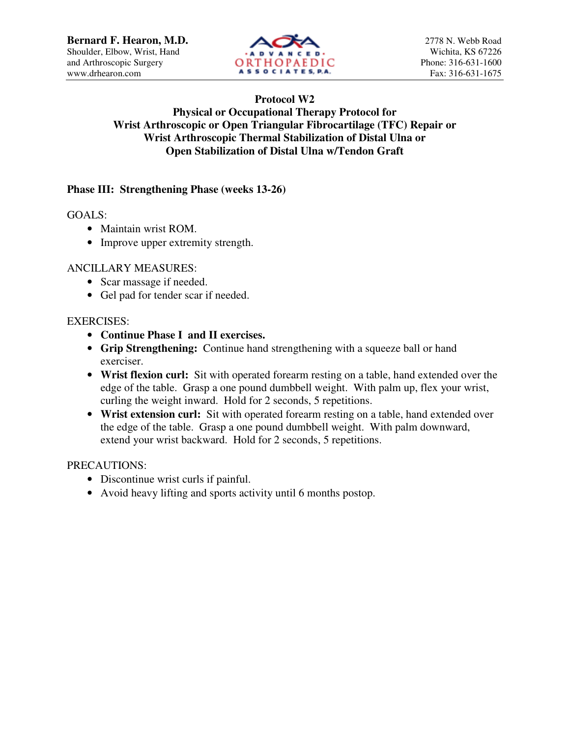**Bernard F. Hearon, M.D.**
Shoulder, Elbow, Wrist, Hand
and Arthroscopic Surgery
www.drhearon.com

ADVANCED ORTHOPAEDIC ASSOCIATES, P.A.

2778 N. Webb Road
Wichita, KS 67226
Phone: 316-631-1600
Fax: 316-631-1675

## Protocol W2
## Physical or Occupational Therapy Protocol for Wrist Arthroscopic or Open Triangular Fibrocartilage (TFC) Repair or Wrist Arthroscopic Thermal Stabilization of Distal Ulna or Open Stabilization of Distal Ulna w/Tendon Graft

### Phase III: Strengthening Phase (weeks 13-26)

GOALS:

- Maintain wrist ROM.
- Improve upper extremity strength.

ANCILLARY MEASURES:

- Scar massage if needed.
- Gel pad for tender scar if needed.

EXERCISES:

- **Continue Phase I and II exercises.**
- **Grip Strengthening:** Continue hand strengthening with a squeeze ball or hand exerciser.
- **Wrist flexion curl:** Sit with operated forearm resting on a table, hand extended over the edge of the table. Grasp a one pound dumbbell weight. With palm up, flex your wrist, curling the weight inward. Hold for 2 seconds, 5 repetitions.
- **Wrist extension curl:** Sit with operated forearm resting on a table, hand extended over the edge of the table. Grasp a one pound dumbbell weight. With palm downward, extend your wrist backward. Hold for 2 seconds, 5 repetitions.

PRECAUTIONS:

- Discontinue wrist curls if painful.
- Avoid heavy lifting and sports activity until 6 months postop.